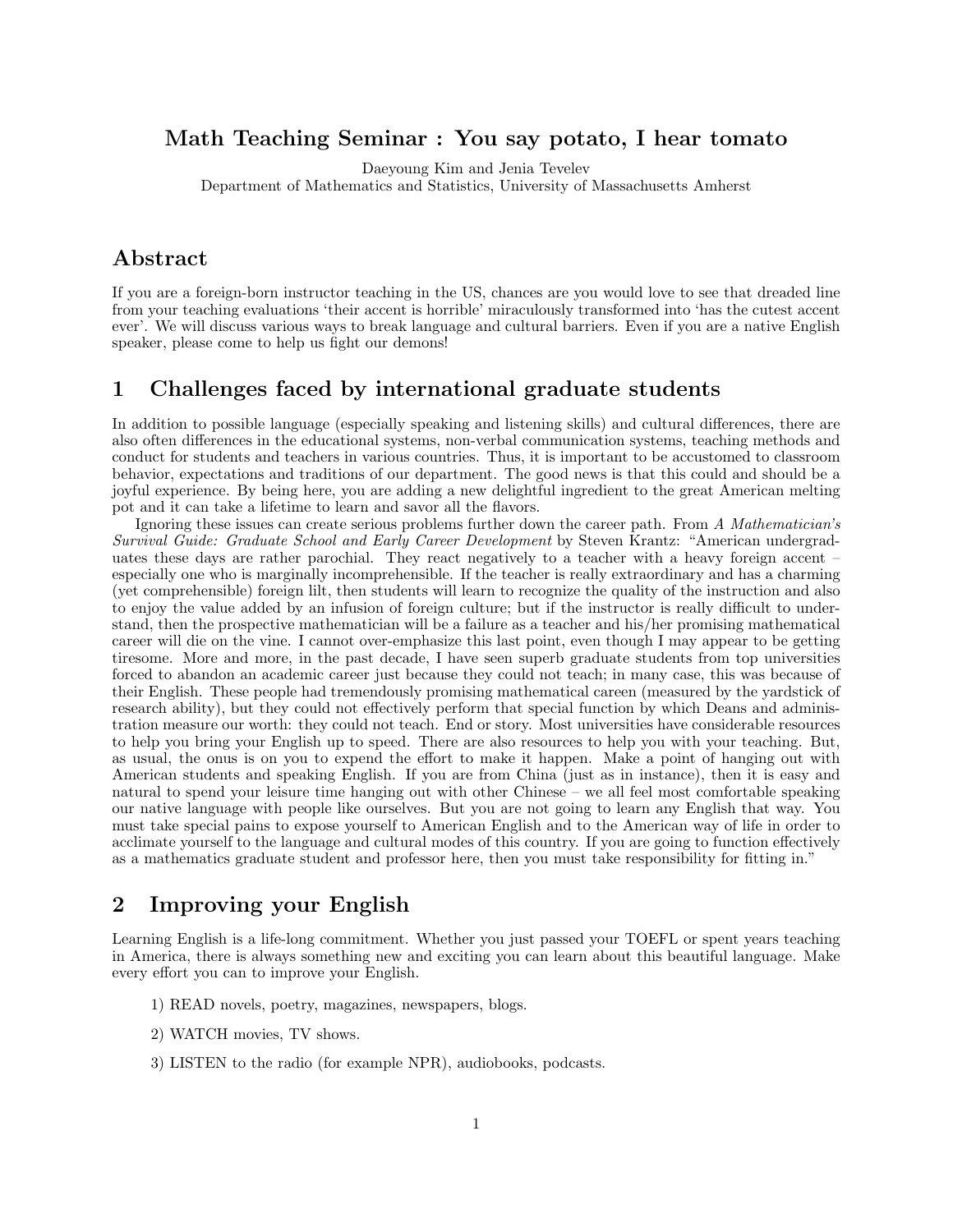# Math Teaching Seminar : You say potato, I hear tomato

Daeyoung Kim and Jenia Tevelev
Department of Mathematics and Statistics, University of Massachusetts Amherst

## Abstract

If you are a foreign-born instructor teaching in the US, chances are you would love to see that dreaded line from your teaching evaluations 'their accent is horrible' miraculously transformed into 'has the cutest accent ever'. We will discuss various ways to break language and cultural barriers. Even if you are a native English speaker, please come to help us fight our demons!

## 1 Challenges faced by international graduate students

In addition to possible language (especially speaking and listening skills) and cultural differences, there are also often differences in the educational systems, non-verbal communication systems, teaching methods and conduct for students and teachers in various countries. Thus, it is important to be accustomed to classroom behavior, expectations and traditions of our department. The good news is that this could and should be a joyful experience. By being here, you are adding a new delightful ingredient to the great American melting pot and it can take a lifetime to learn and savor all the flavors.

Ignoring these issues can create serious problems further down the career path. From *A Mathematician's Survival Guide: Graduate School and Early Career Development* by Steven Krantz: "American undergraduates these days are rather parochial. They react negatively to a teacher with a heavy foreign accent – especially one who is marginally incomprehensible. If the teacher is really extraordinary and has a charming (yet comprehensible) foreign lilt, then students will learn to recognize the quality of the instruction and also to enjoy the value added by an infusion of foreign culture; but if the instructor is really difficult to understand, then the prospective mathematician will be a failure as a teacher and his/her promising mathematical career will die on the vine. I cannot over-emphasize this last point, even though I may appear to be getting tiresome. More and more, in the past decade, I have seen superb graduate students from top universities forced to abandon an academic career just because they could not teach; in many case, this was because of their English. These people had tremendously promising mathematical careen (measured by the yardstick of research ability), but they could not effectively perform that special function by which Deans and administration measure our worth: they could not teach. End or story. Most universities have considerable resources to help you bring your English up to speed. There are also resources to help you with your teaching. But, as usual, the onus is on you to expend the effort to make it happen. Make a point of hanging out with American students and speaking English. If you are from China (just as in instance), then it is easy and natural to spend your leisure time hanging out with other Chinese – we all feel most comfortable speaking our native language with people like ourselves. But you are not going to learn any English that way. You must take special pains to expose yourself to American English and to the American way of life in order to acclimate yourself to the language and cultural modes of this country. If you are going to function effectively as a mathematics graduate student and professor here, then you must take responsibility for fitting in."

## 2 Improving your English

Learning English is a life-long commitment. Whether you just passed your TOEFL or spent years teaching in America, there is always something new and exciting you can learn about this beautiful language. Make every effort you can to improve your English.

1) READ novels, poetry, magazines, newspapers, blogs.

2) WATCH movies, TV shows.

3) LISTEN to the radio (for example NPR), audiobooks, podcasts.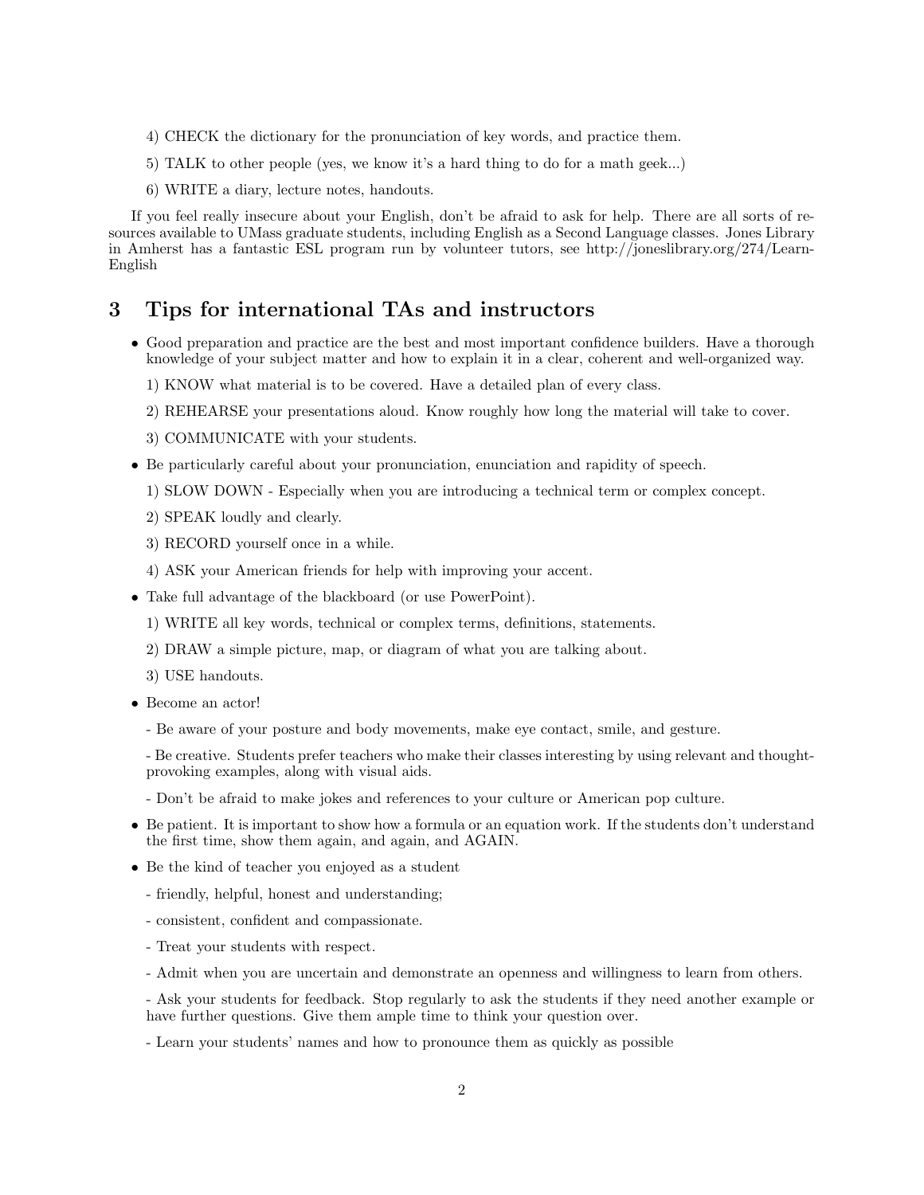4) CHECK the dictionary for the pronunciation of key words, and practice them.

5) TALK to other people (yes, we know it's a hard thing to do for a math geek...)

6) WRITE a diary, lecture notes, handouts.

If you feel really insecure about your English, don't be afraid to ask for help. There are all sorts of resources available to UMass graduate students, including English as a Second Language classes. Jones Library in Amherst has a fantastic ESL program run by volunteer tutors, see http://joneslibrary.org/274/Learn-English

## 3 Tips for international TAs and instructors

- Good preparation and practice are the best and most important confidence builders. Have a thorough knowledge of your subject matter and how to explain it in a clear, coherent and well-organized way.

  1) KNOW what material is to be covered. Have a detailed plan of every class.

  2) REHEARSE your presentations aloud. Know roughly how long the material will take to cover.

  3) COMMUNICATE with your students.

- Be particularly careful about your pronunciation, enunciation and rapidity of speech.

  1) SLOW DOWN - Especially when you are introducing a technical term or complex concept.

  2) SPEAK loudly and clearly.

  3) RECORD yourself once in a while.

  4) ASK your American friends for help with improving your accent.

- Take full advantage of the blackboard (or use PowerPoint).

  1) WRITE all key words, technical or complex terms, definitions, statements.

  2) DRAW a simple picture, map, or diagram of what you are talking about.

  3) USE handouts.

- Become an actor!

  - Be aware of your posture and body movements, make eye contact, smile, and gesture.

  - Be creative. Students prefer teachers who make their classes interesting by using relevant and thought-provoking examples, along with visual aids.

  - Don't be afraid to make jokes and references to your culture or American pop culture.

- Be patient. It is important to show how a formula or an equation work. If the students don't understand the first time, show them again, and again, and AGAIN.

- Be the kind of teacher you enjoyed as a student

  - friendly, helpful, honest and understanding;

  - consistent, confident and compassionate.

  - Treat your students with respect.

  - Admit when you are uncertain and demonstrate an openness and willingness to learn from others.

  - Ask your students for feedback. Stop regularly to ask the students if they need another example or have further questions. Give them ample time to think your question over.

  - Learn your students' names and how to pronounce them as quickly as possible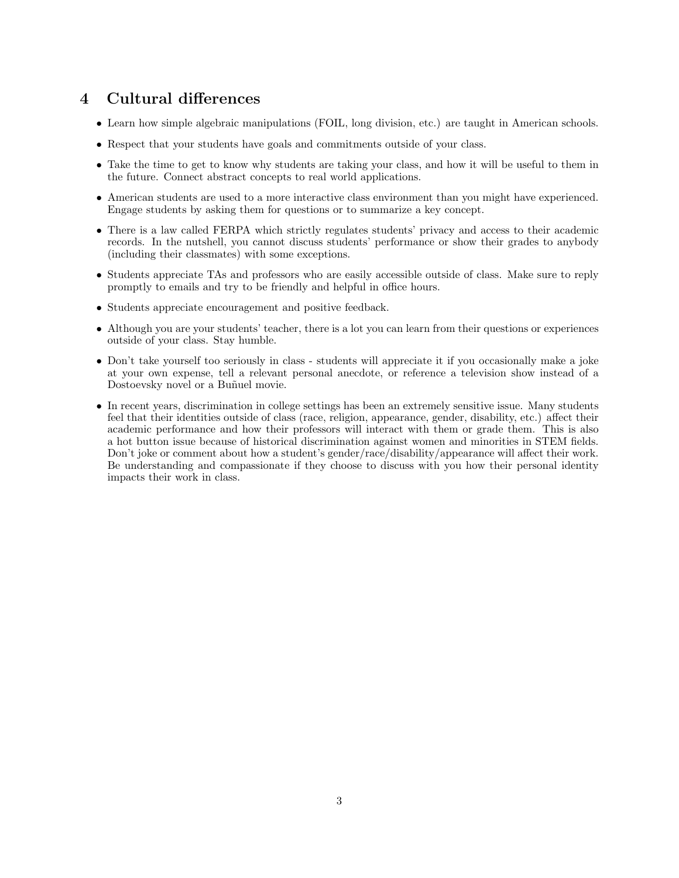## 4 Cultural differences

- Learn how simple algebraic manipulations (FOIL, long division, etc.) are taught in American schools.
- Respect that your students have goals and commitments outside of your class.
- Take the time to get to know why students are taking your class, and how it will be useful to them in the future. Connect abstract concepts to real world applications.
- American students are used to a more interactive class environment than you might have experienced. Engage students by asking them for questions or to summarize a key concept.
- There is a law called FERPA which strictly regulates students' privacy and access to their academic records. In the nutshell, you cannot discuss students' performance or show their grades to anybody (including their classmates) with some exceptions.
- Students appreciate TAs and professors who are easily accessible outside of class. Make sure to reply promptly to emails and try to be friendly and helpful in office hours.
- Students appreciate encouragement and positive feedback.
- Although you are your students' teacher, there is a lot you can learn from their questions or experiences outside of your class. Stay humble.
- Don't take yourself too seriously in class - students will appreciate it if you occasionally make a joke at your own expense, tell a relevant personal anecdote, or reference a television show instead of a Dostoevsky novel or a Buñuel movie.
- In recent years, discrimination in college settings has been an extremely sensitive issue. Many students feel that their identities outside of class (race, religion, appearance, gender, disability, etc.) affect their academic performance and how their professors will interact with them or grade them. This is also a hot button issue because of historical discrimination against women and minorities in STEM fields. Don't joke or comment about how a student's gender/race/disability/appearance will affect their work. Be understanding and compassionate if they choose to discuss with you how their personal identity impacts their work in class.